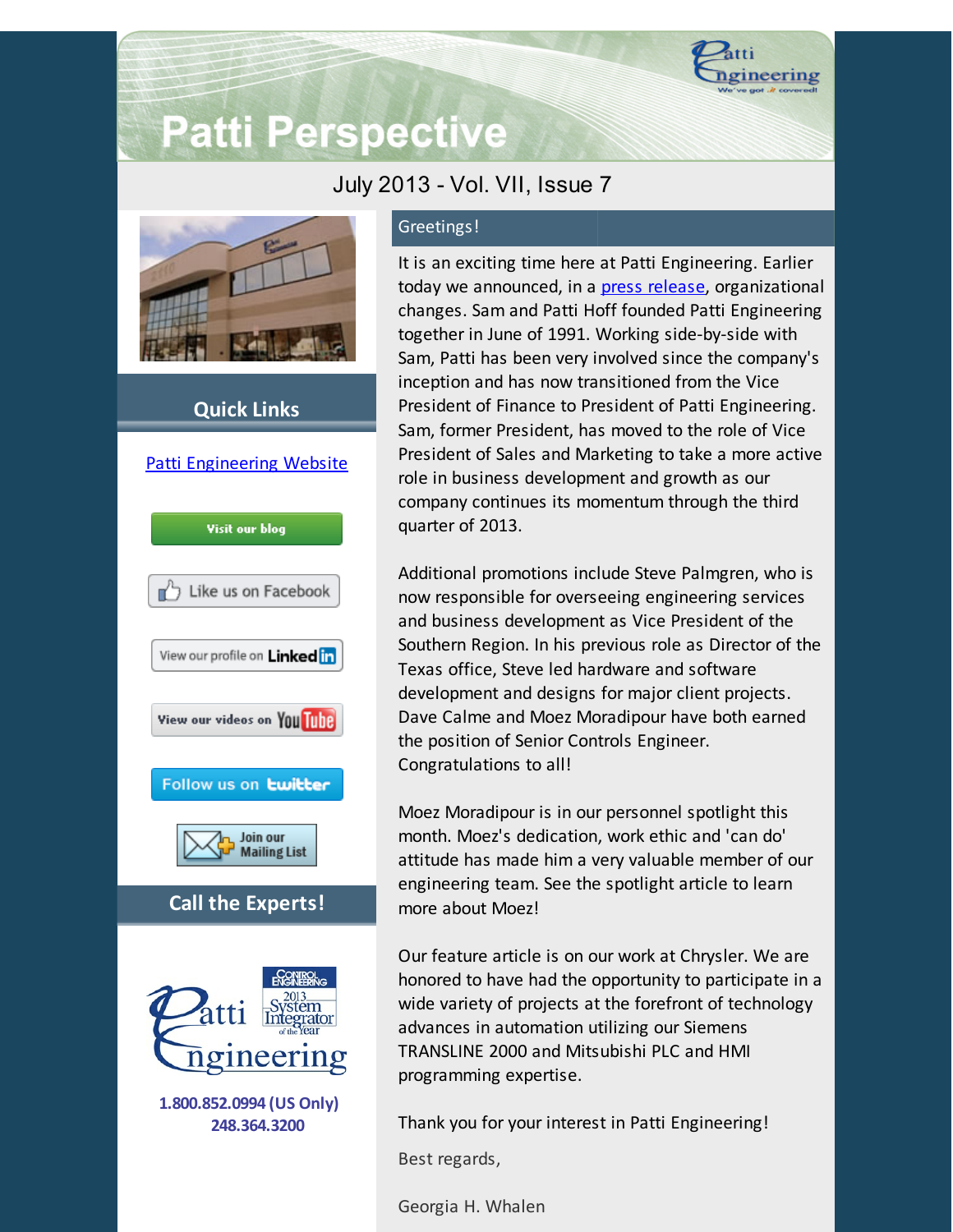# Patti Perspective

July 2013 - Vol. VII, Issue 7

## Quick Links

Patti Engineering Website

Visit our blog

Like us on Facebook

View our profile on LinkedIn

View our videos on YouTube

Follow us on twitter

Join our Mailing List

## Call the Experts!

**1.800.852.0994 (US Only)**
**248.364.3200**

## Greetings!

It is an exciting time here at Patti Engineering. Earlier today we announced, in a press release, organizational changes. Sam and Patti Hoff founded Patti Engineering together in June of 1991. Working side-by-side with Sam, Patti has been very involved since the company's inception and has now transitioned from the Vice President of Finance to President of Patti Engineering. Sam, former President, has moved to the role of Vice President of Sales and Marketing to take a more active role in business development and growth as our company continues its momentum through the third quarter of 2013.

Additional promotions include Steve Palmgren, who is now responsible for overseeing engineering services and business development as Vice President of the Southern Region. In his previous role as Director of the Texas office, Steve led hardware and software development and designs for major client projects. Dave Calme and Moez Moradipour have both earned the position of Senior Controls Engineer. Congratulations to all!

Moez Moradipour is in our personnel spotlight this month. Moez's dedication, work ethic and 'can do' attitude has made him a very valuable member of our engineering team. See the spotlight article to learn more about Moez!

Our feature article is on our work at Chrysler. We are honored to have had the opportunity to participate in a wide variety of projects at the forefront of technology advances in automation utilizing our Siemens TRANSLINE 2000 and Mitsubishi PLC and HMI programming expertise.

Thank you for your interest in Patti Engineering!

Best regards,

Georgia H. Whalen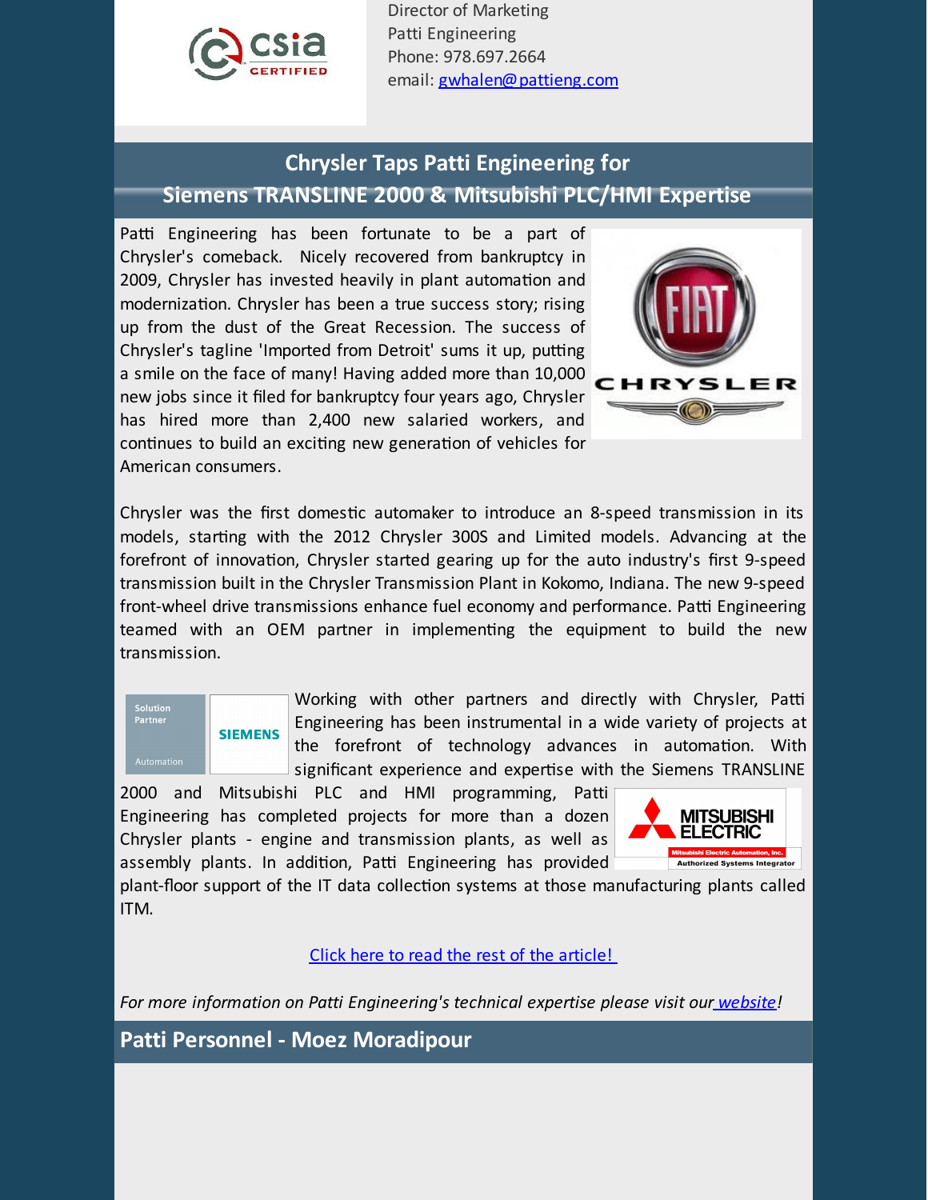Director of Marketing
Patti Engineering
Phone: 978.697.2664
email: gwhalen@pattieng.com

## Chrysler Taps Patti Engineering for Siemens TRANSLINE 2000 & Mitsubishi PLC/HMI Expertise

Patti Engineering has been fortunate to be a part of Chrysler's comeback. Nicely recovered from bankruptcy in 2009, Chrysler has invested heavily in plant automation and modernization. Chrysler has been a true success story; rising up from the dust of the Great Recession. The success of Chrysler's tagline 'Imported from Detroit' sums it up, putting a smile on the face of many! Having added more than 10,000 new jobs since it filed for bankruptcy four years ago, Chrysler has hired more than 2,400 new salaried workers, and continues to build an exciting new generation of vehicles for American consumers.

Chrysler was the first domestic automaker to introduce an 8-speed transmission in its models, starting with the 2012 Chrysler 300S and Limited models. Advancing at the forefront of innovation, Chrysler started gearing up for the auto industry's first 9-speed transmission built in the Chrysler Transmission Plant in Kokomo, Indiana. The new 9-speed front-wheel drive transmissions enhance fuel economy and performance. Patti Engineering teamed with an OEM partner in implementing the equipment to build the new transmission.

Working with other partners and directly with Chrysler, Patti Engineering has been instrumental in a wide variety of projects at the forefront of technology advances in automation. With significant experience and expertise with the Siemens TRANSLINE 2000 and Mitsubishi PLC and HMI programming, Patti Engineering has completed projects for more than a dozen Chrysler plants - engine and transmission plants, as well as assembly plants. In addition, Patti Engineering has provided plant-floor support of the IT data collection systems at those manufacturing plants called ITM.

Click here to read the rest of the article!

*For more information on Patti Engineering's technical expertise please visit our website!*

## Patti Personnel - Moez Moradipour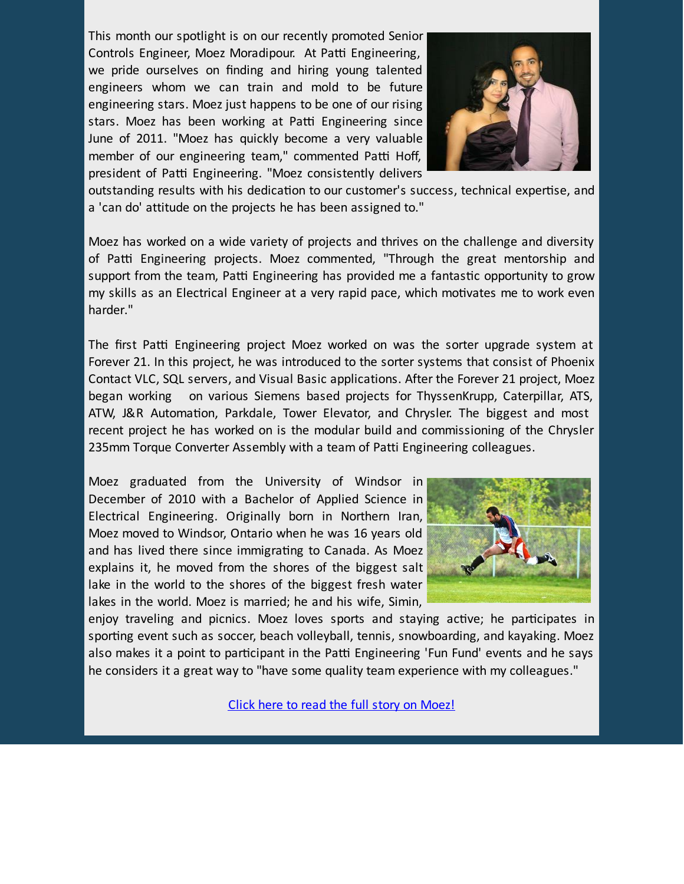This month our spotlight is on our recently promoted Senior Controls Engineer, Moez Moradipour. At Patti Engineering, we pride ourselves on finding and hiring young talented engineers whom we can train and mold to be future engineering stars. Moez just happens to be one of our rising stars. Moez has been working at Patti Engineering since June of 2011. "Moez has quickly become a very valuable member of our engineering team," commented Patti Hoff, president of Patti Engineering. "Moez consistently delivers outstanding results with his dedication to our customer's success, technical expertise, and a 'can do' attitude on the projects he has been assigned to."

Moez has worked on a wide variety of projects and thrives on the challenge and diversity of Patti Engineering projects. Moez commented, "Through the great mentorship and support from the team, Patti Engineering has provided me a fantastic opportunity to grow my skills as an Electrical Engineer at a very rapid pace, which motivates me to work even harder."

The first Patti Engineering project Moez worked on was the sorter upgrade system at Forever 21. In this project, he was introduced to the sorter systems that consist of Phoenix Contact VLC, SQL servers, and Visual Basic applications. After the Forever 21 project, Moez began working on various Siemens based projects for ThyssenKrupp, Caterpillar, ATS, ATW, J&R Automation, Parkdale, Tower Elevator, and Chrysler. The biggest and most recent project he has worked on is the modular build and commissioning of the Chrysler 235mm Torque Converter Assembly with a team of Patti Engineering colleagues.

Moez graduated from the University of Windsor in December of 2010 with a Bachelor of Applied Science in Electrical Engineering. Originally born in Northern Iran, Moez moved to Windsor, Ontario when he was 16 years old and has lived there since immigrating to Canada. As Moez explains it, he moved from the shores of the biggest salt lake in the world to the shores of the biggest fresh water lakes in the world. Moez is married; he and his wife, Simin, enjoy traveling and picnics. Moez loves sports and staying active; he participates in sporting event such as soccer, beach volleyball, tennis, snowboarding, and kayaking. Moez also makes it a point to participant in the Patti Engineering 'Fun Fund' events and he says he considers it a great way to "have some quality team experience with my colleagues."

Click here to read the full story on Moez!